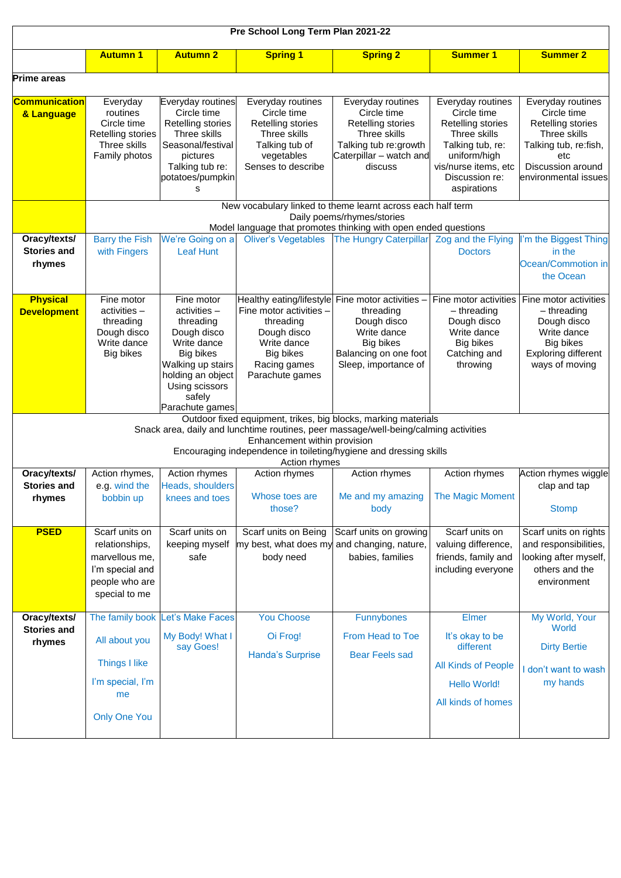| Pre School Long Term Plan 2021-22 | | | | | | |
|---|---|---|---|---|---|---|
| | **Autumn 1** | **Autumn 2** | **Spring 1** | **Spring 2** | **Summer 1** | **Summer 2** |
| **Prime areas** | | | | | | |
| **Communication & Language** | Everyday routines<br>Circle time<br>Retelling stories<br>Three skills<br>Family photos | Everyday routines<br>Circle time<br>Retelling stories<br>Three skills<br>Seasonal/festival pictures<br>Talking tub re: potatoes/pumpkins | Everyday routines<br>Circle time<br>Retelling stories<br>Three skills<br>Talking tub of vegetables<br>Senses to describe | Everyday routines<br>Circle time<br>Retelling stories<br>Three skills<br>Talking tub re:growth<br>Caterpillar – watch and discuss | Everyday routines<br>Circle time<br>Retelling stories<br>Three skills<br>Talking tub, re: uniform/high vis/nurse items, etc<br>Discussion re: aspirations | Everyday routines<br>Circle time<br>Retelling stories<br>Three skills<br>Talking tub, re:fish, etc<br>Discussion around environmental issues |
| | New vocabulary linked to theme learnt across each half term<br>Daily poems/rhymes/stories<br>Model language that promotes thinking with open ended questions | | | | | |
| **Oracy/texts/ Stories and rhymes** | Barry the Fish with Fingers | We're Going on a Leaf Hunt | Oliver's Vegetables | The Hungry Caterpillar | Zog and the Flying Doctors | I'm the Biggest Thing in the Ocean/Commotion in the Ocean |
| **Physical Development** | Fine motor activities – threading<br>Dough disco<br>Write dance<br>Big bikes | Fine motor activities – threading<br>Dough disco<br>Write dance<br>Big bikes<br>Walking up stairs holding an object<br>Using scissors safely<br>Parachute games | Healthy eating/lifestyle<br>Fine motor activities – threading<br>Dough disco<br>Write dance<br>Big bikes<br>Racing games<br>Parachute games | Fine motor activities – threading<br>Dough disco<br>Write dance<br>Big bikes<br>Balancing on one foot<br>Sleep, importance of | Fine motor activities – threading<br>Dough disco<br>Write dance<br>Big bikes<br>Catching and throwing | Fine motor activities – threading<br>Dough disco<br>Write dance<br>Big bikes<br>Exploring different ways of moving |
| Outdoor fixed equipment, trikes, big blocks, marking materials<br>Snack area, daily and lunchtime routines, peer massage/well-being/calming activities<br>Enhancement within provision<br>Encouraging independence in toileting/hygiene and dressing skills<br>Action rhymes | | | | | | |
| **Oracy/texts/ Stories and rhymes** | Action rhymes, e.g. wind the bobbin up | Action rhymes<br>Heads, shoulders knees and toes | Action rhymes<br>Whose toes are those? | Action rhymes<br>Me and my amazing body | Action rhymes<br>The Magic Moment | Action rhymes wiggle clap and tap<br>Stomp |
| **PSED** | Scarf units on relationships, marvellous me, I'm special and people who are special to me | Scarf units on keeping myself safe | Scarf units on Being my best, what does my body need | Scarf units on growing and changing, nature, babies, families | Scarf units on valuing difference, friends, family and including everyone | Scarf units on rights and responsibilities, looking after myself, others and the environment |
| **Oracy/texts/ Stories and rhymes** | The family book<br>All about you<br>Things I like<br>I'm special, I'm me<br>Only One You | Let's Make Faces<br>My Body! What I say Goes! | You Choose<br>Oi Frog!<br>Handa's Surprise | Funnybones<br>From Head to Toe<br>Bear Feels sad | Elmer<br>It's okay to be different<br>All Kinds of People<br>Hello World!<br>All kinds of homes | My World, Your World<br>Dirty Bertie<br>I don't want to wash my hands |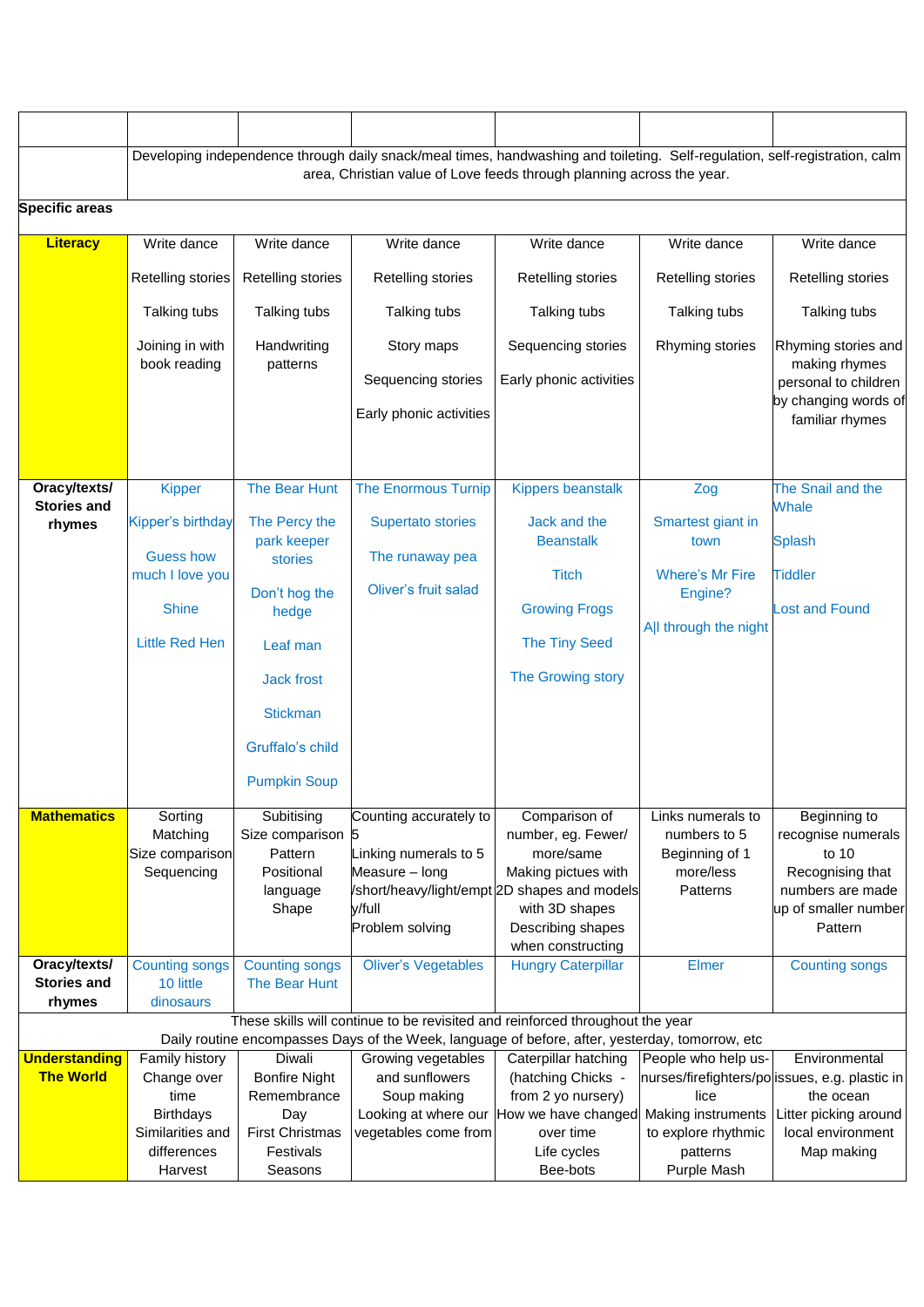| | | | | | | |
|---|---|---|---|---|---|---|
| | Developing independence through daily snack/meal times, handwashing and toileting. Self-regulation, self-registration, calm area, Christian value of Love feeds through planning across the year. | | | | | |
| **Specific areas** | | | | | | |
| **Literacy** | Write dance<br><br>Retelling stories<br><br>Talking tubs<br><br>Joining in with book reading | Write dance<br><br>Retelling stories<br><br>Talking tubs<br><br>Handwriting patterns | Write dance<br><br>Retelling stories<br><br>Talking tubs<br><br>Story maps<br><br>Sequencing stories<br><br>Early phonic activities | Write dance<br><br>Retelling stories<br><br>Talking tubs<br><br>Sequencing stories<br><br>Early phonic activities | Write dance<br><br>Retelling stories<br><br>Talking tubs<br><br>Rhyming stories | Write dance<br><br>Retelling stories<br><br>Talking tubs<br><br>Rhyming stories and making rhymes personal to children by changing words of familiar rhymes |
| **Oracy/texts/ Stories and rhymes** | Kipper<br><br>Kipper's birthday<br><br>Guess how much I love you<br><br>Shine<br><br>Little Red Hen | The Bear Hunt<br><br>The Percy the park keeper stories<br><br>Don't hog the hedge<br><br>Leaf man<br><br>Jack frost<br><br>Stickman<br><br>Gruffalo's child<br><br>Pumpkin Soup | The Enormous Turnip<br><br>Supertato stories<br><br>The runaway pea<br><br>Oliver's fruit salad | Kippers beanstalk<br><br>Jack and the Beanstalk<br><br>Titch<br><br>Growing Frogs<br><br>The Tiny Seed<br><br>The Growing story | Zog<br><br>Smartest giant in town<br><br>Where's Mr Fire Engine?<br><br>A\|l through the night | The Snail and the Whale<br><br>Splash<br><br>Tiddler<br><br>Lost and Found |
| **Mathematics** | Sorting<br>Matching<br>Size comparison<br>Sequencing | Subitising<br>Size comparison<br>Pattern<br>Positional language<br>Shape | Counting accurately to 5<br>Linking numerals to 5<br>Measure – long /short/heavy/light/empty/full<br>Problem solving | Comparison of number, eg. Fewer/ more/same<br>Making pictues with 2D shapes and models with 3D shapes<br>Describing shapes when constructing | Links numerals to numbers to 5<br>Beginning of 1 more/less<br>Patterns | Beginning to recognise numerals to 10<br>Recognising that numbers are made up of smaller number<br>Pattern |
| **Oracy/texts/ Stories and rhymes** | Counting songs<br>10 little dinosaurs | Counting songs<br>The Bear Hunt | Oliver's Vegetables | Hungry Caterpillar | Elmer | Counting songs |
| These skills will continue to be revisited and reinforced throughout the year<br>Daily routine encompasses Days of the Week, language of before, after, yesterday, tomorrow, etc | | | | | | |
| **Understanding The World** | Family history<br>Change over time<br>Birthdays<br>Similarities and differences<br>Harvest | Diwali<br>Bonfire Night<br>Remembrance Day<br>First Christmas<br>Festivals<br>Seasons | Growing vegetables and sunflowers<br>Soup making<br>Looking at where our vegetables come from | Caterpillar hatching (hatching Chicks - from 2 yo nursery)<br>How we have changed over time<br>Life cycles<br>Bee-bots | People who help us- nurses/firefighters/police<br>Making instruments to explore rhythmic patterns<br>Purple Mash | Environmental issues, e.g. plastic in the ocean<br>Litter picking around local environment<br>Map making |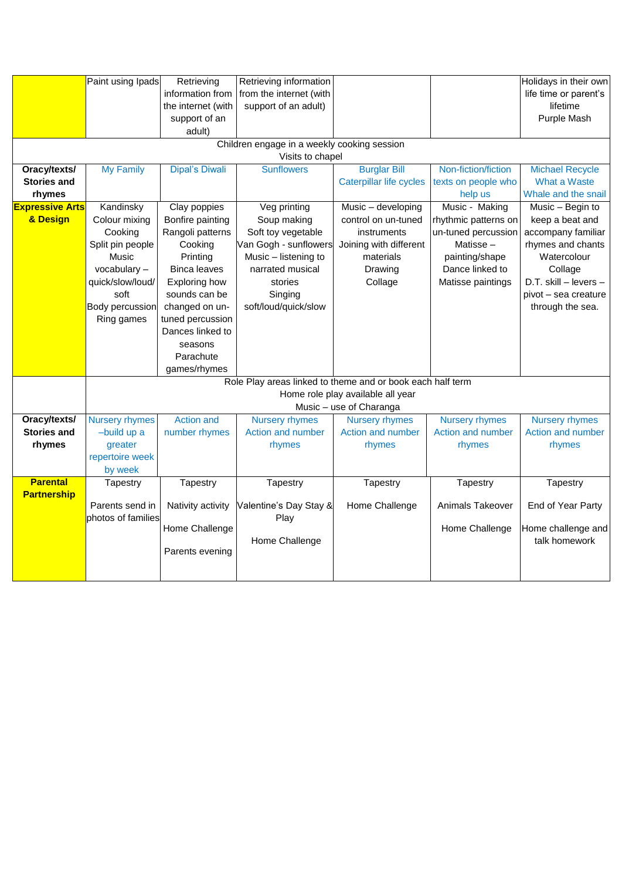| | | | | | | |
|---|---|---|---|---|---|---|
| | Paint using Ipads | Retrieving information from the internet (with support of an adult) | Retrieving information from the internet (with support of an adult) | | | Holidays in their own life time or parent's lifetime Purple Mash |
| Children engage in a weekly cooking session Visits to chapel | | | | | | |
| **Oracy/texts/ Stories and rhymes** | My Family | Dipal's Diwali | Sunflowers | Burglar Bill Caterpillar life cycles | Non-fiction/fiction texts on people who help us | Michael Recycle What a Waste Whale and the snail |
| **Expressive Arts & Design** | Kandinsky Colour mixing Cooking Split pin people Music vocabulary – quick/slow/loud/ soft Body percussion Ring games | Clay poppies Bonfire painting Rangoli patterns Cooking Printing Binca leaves Exploring how sounds can be changed on un-tuned percussion Dances linked to seasons Parachute games/rhymes | Veg printing Soup making Soft toy vegetable Van Gogh - sunflowers Music – listening to narrated musical stories Singing soft/loud/quick/slow | Music – developing control on un-tuned instruments Joining with different materials Drawing Collage | Music - Making rhythmic patterns on un-tuned percussion Matisse – painting/shape Dance linked to Matisse paintings | Music – Begin to keep a beat and accompany familiar rhymes and chants Watercolour Collage D.T. skill – levers – pivot – sea creature through the sea. |
| | Role Play areas linked to theme and or book each half term Home role play available all year Music – use of Charanga | | | | | |
| **Oracy/texts/ Stories and rhymes** | Nursery rhymes –build up a greater repertoire week by week | Action and number rhymes | Nursery rhymes Action and number rhymes | Nursery rhymes Action and number rhymes | Nursery rhymes Action and number rhymes | Nursery rhymes Action and number rhymes |
| **Parental Partnership** | Tapestry<br><br>Parents send in photos of families | Tapestry<br><br>Nativity activity<br><br>Home Challenge<br><br>Parents evening | Tapestry<br><br>Valentine's Day Stay & Play<br><br>Home Challenge | Tapestry<br><br>Home Challenge | Tapestry<br><br>Animals Takeover<br><br>Home Challenge | Tapestry<br><br>End of Year Party<br><br>Home challenge and talk homework |